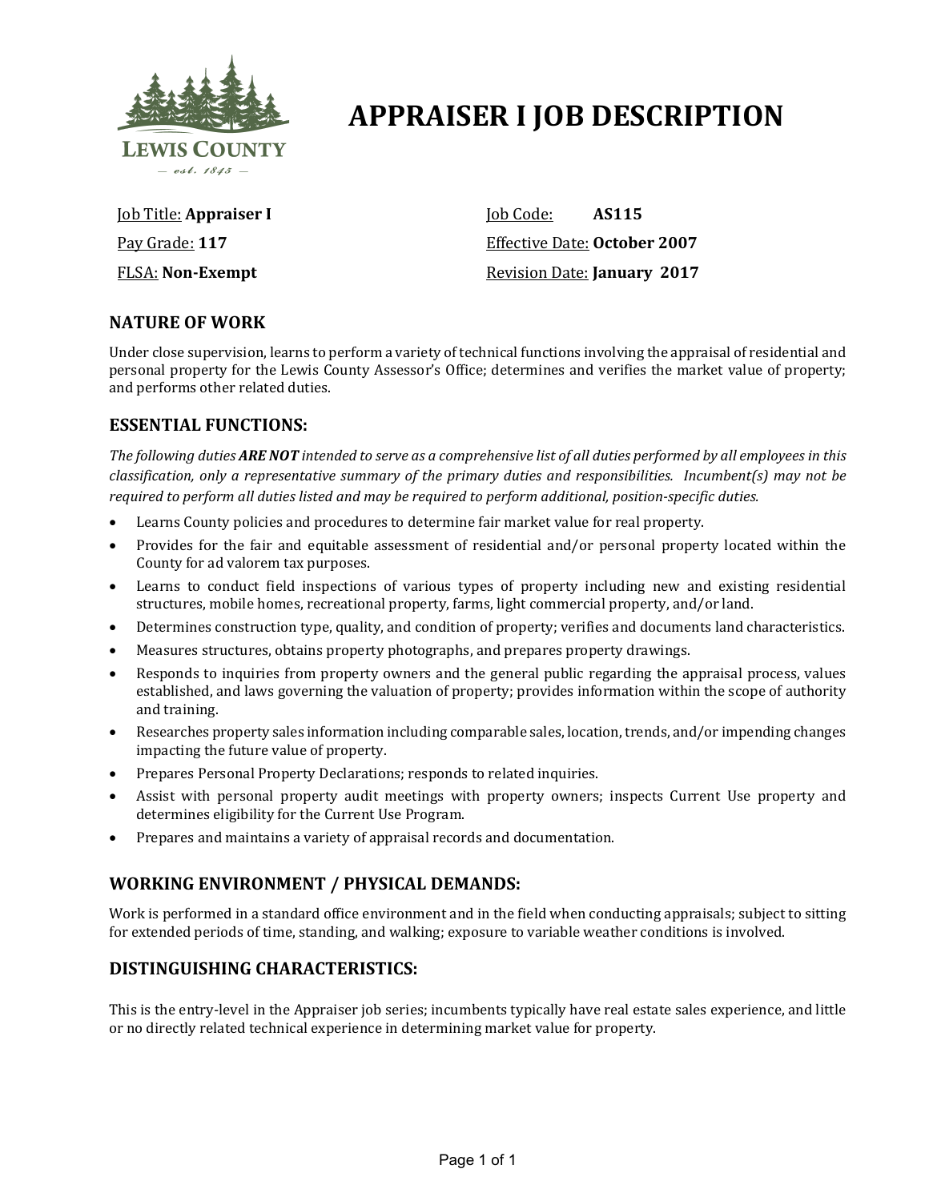# APPRAISER I JOB DESCRIPTION

Job Title: **Appraiser I**

Pay Grade: **117**

FLSA: **Non-Exempt**

Job Code: **AS115**

Effective Date: **October 2007**

Revision Date: **January 2017**

## NATURE OF WORK

Under close supervision, learns to perform a variety of technical functions involving the appraisal of residential and personal property for the Lewis County Assessor's Office; determines and verifies the market value of property; and performs other related duties.

## ESSENTIAL FUNCTIONS:

*The following duties **ARE NOT** intended to serve as a comprehensive list of all duties performed by all employees in this classification, only a representative summary of the primary duties and responsibilities. Incumbent(s) may not be required to perform all duties listed and may be required to perform additional, position-specific duties.*

- Learns County policies and procedures to determine fair market value for real property.
- Provides for the fair and equitable assessment of residential and/or personal property located within the County for ad valorem tax purposes.
- Learns to conduct field inspections of various types of property including new and existing residential structures, mobile homes, recreational property, farms, light commercial property, and/or land.
- Determines construction type, quality, and condition of property; verifies and documents land characteristics.
- Measures structures, obtains property photographs, and prepares property drawings.
- Responds to inquiries from property owners and the general public regarding the appraisal process, values established, and laws governing the valuation of property; provides information within the scope of authority and training.
- Researches property sales information including comparable sales, location, trends, and/or impending changes impacting the future value of property.
- Prepares Personal Property Declarations; responds to related inquiries.
- Assist with personal property audit meetings with property owners; inspects Current Use property and determines eligibility for the Current Use Program.
- Prepares and maintains a variety of appraisal records and documentation.

## WORKING ENVIRONMENT / PHYSICAL DEMANDS:

Work is performed in a standard office environment and in the field when conducting appraisals; subject to sitting for extended periods of time, standing, and walking; exposure to variable weather conditions is involved.

## DISTINGUISHING CHARACTERISTICS:

This is the entry-level in the Appraiser job series; incumbents typically have real estate sales experience, and little or no directly related technical experience in determining market value for property.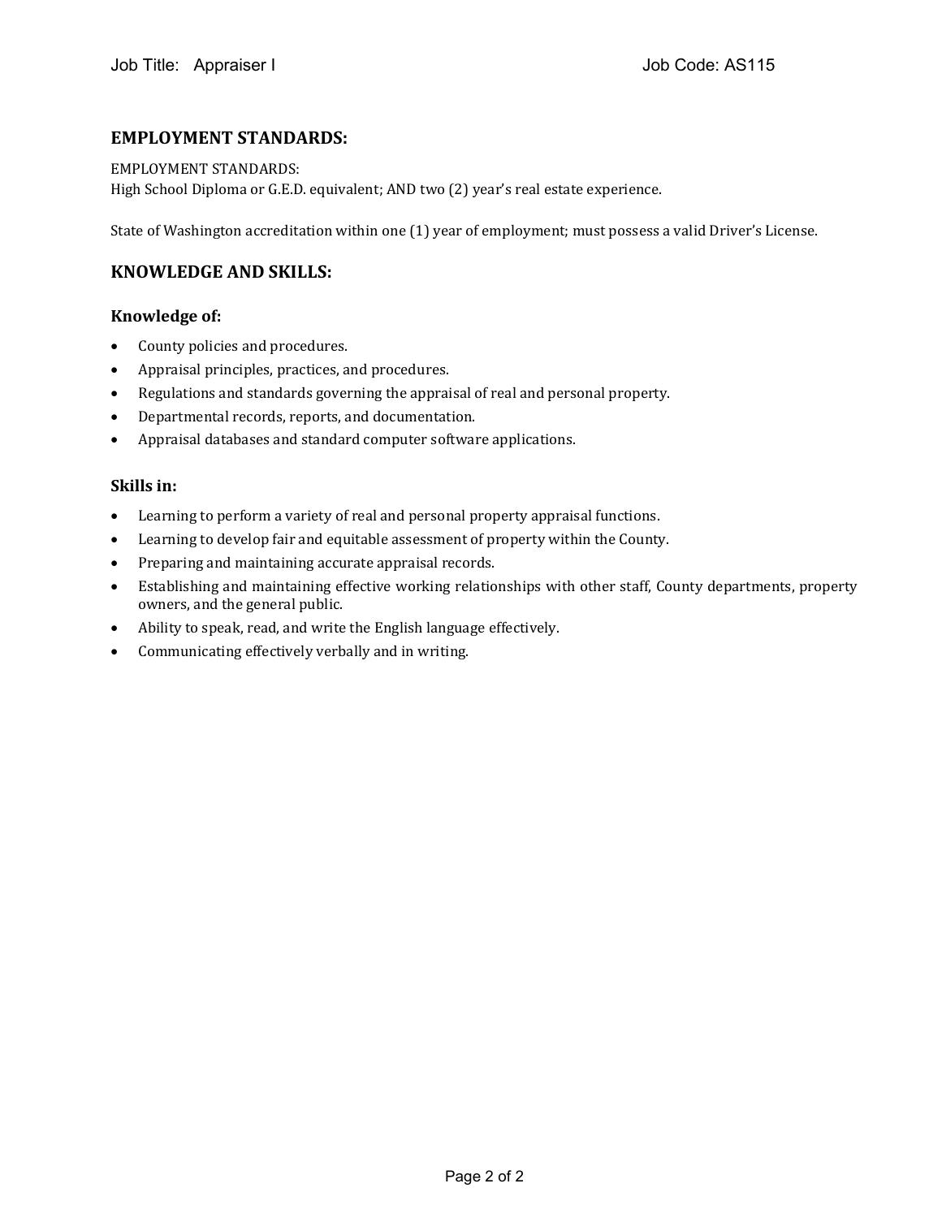## EMPLOYMENT STANDARDS:

EMPLOYMENT STANDARDS:
High School Diploma or G.E.D. equivalent; AND two (2) year's real estate experience.

State of Washington accreditation within one (1) year of employment; must possess a valid Driver's License.

## KNOWLEDGE AND SKILLS:

### Knowledge of:

- County policies and procedures.
- Appraisal principles, practices, and procedures.
- Regulations and standards governing the appraisal of real and personal property.
- Departmental records, reports, and documentation.
- Appraisal databases and standard computer software applications.

### Skills in:

- Learning to perform a variety of real and personal property appraisal functions.
- Learning to develop fair and equitable assessment of property within the County.
- Preparing and maintaining accurate appraisal records.
- Establishing and maintaining effective working relationships with other staff, County departments, property owners, and the general public.
- Ability to speak, read, and write the English language effectively.
- Communicating effectively verbally and in writing.